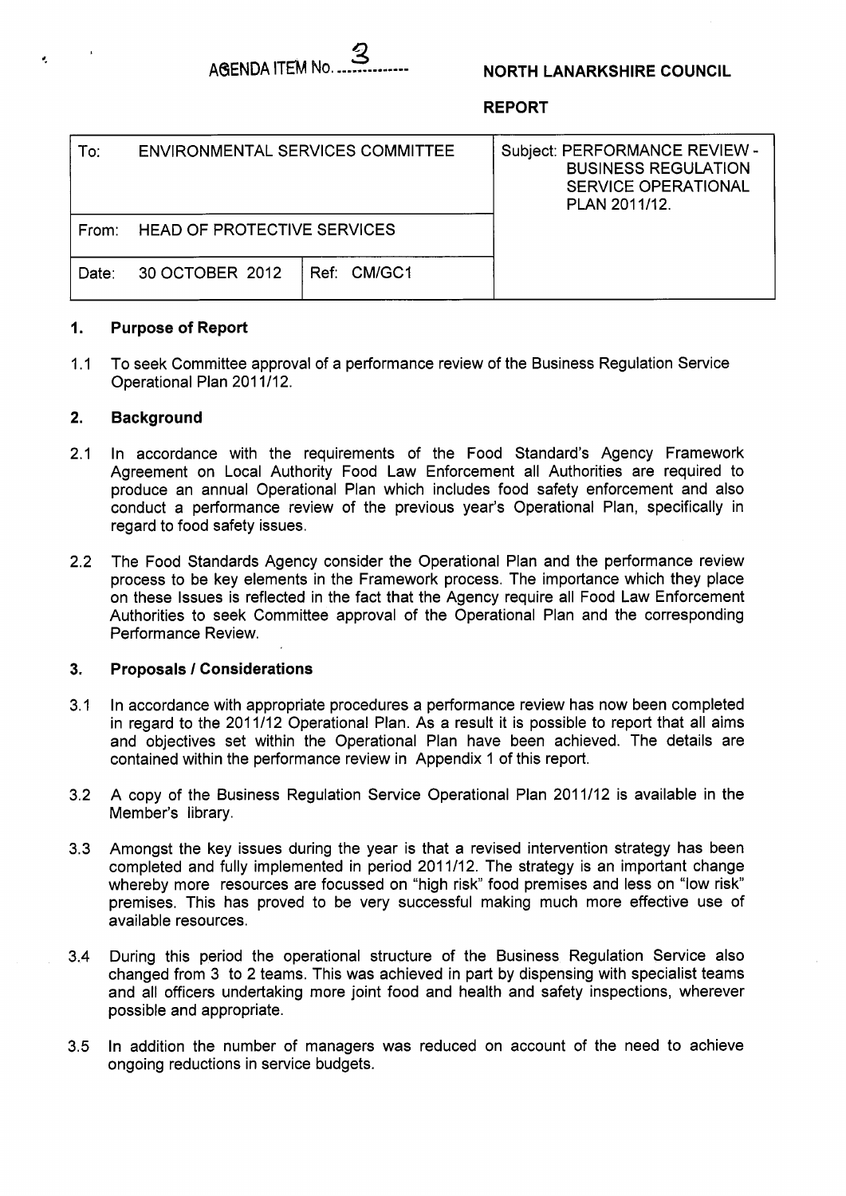AGENDA ITEM No. 3

**NORTH LANARKSHIRE COUNCIL**

**REPORT**

| To: ENVIRONMENTAL SERVICES COMMITTEE | | Subject: PERFORMANCE REVIEW - BUSINESS REGULATION SERVICE OPERATIONAL PLAN 2011/12. |
|---|---|---|
| From: HEAD OF PROTECTIVE SERVICES | | |
| Date: 30 OCTOBER 2012 | Ref: CM/GC1 | |

## 1. Purpose of Report

1.1 To seek Committee approval of a performance review of the Business Regulation Service Operational Plan 2011/12.

## 2. Background

2.1 In accordance with the requirements of the Food Standard's Agency Framework Agreement on Local Authority Food Law Enforcement all Authorities are required to produce an annual Operational Plan which includes food safety enforcement and also conduct a performance review of the previous year's Operational Plan, specifically in regard to food safety issues.

2.2 The Food Standards Agency consider the Operational Plan and the performance review process to be key elements in the Framework process. The importance which they place on these Issues is reflected in the fact that the Agency require all Food Law Enforcement Authorities to seek Committee approval of the Operational Plan and the corresponding Performance Review.

## 3. Proposals / Considerations

3.1 In accordance with appropriate procedures a performance review has now been completed in regard to the 2011/12 Operational Plan. As a result it is possible to report that all aims and objectives set within the Operational Plan have been achieved. The details are contained within the performance review in Appendix 1 of this report.

3.2 A copy of the Business Regulation Service Operational Plan 2011/12 is available in the Member's library.

3.3 Amongst the key issues during the year is that a revised intervention strategy has been completed and fully implemented in period 2011/12. The strategy is an important change whereby more resources are focussed on "high risk" food premises and less on "low risk" premises. This has proved to be very successful making much more effective use of available resources.

3.4 During this period the operational structure of the Business Regulation Service also changed from 3 to 2 teams. This was achieved in part by dispensing with specialist teams and all officers undertaking more joint food and health and safety inspections, wherever possible and appropriate.

3.5 In addition the number of managers was reduced on account of the need to achieve ongoing reductions in service budgets.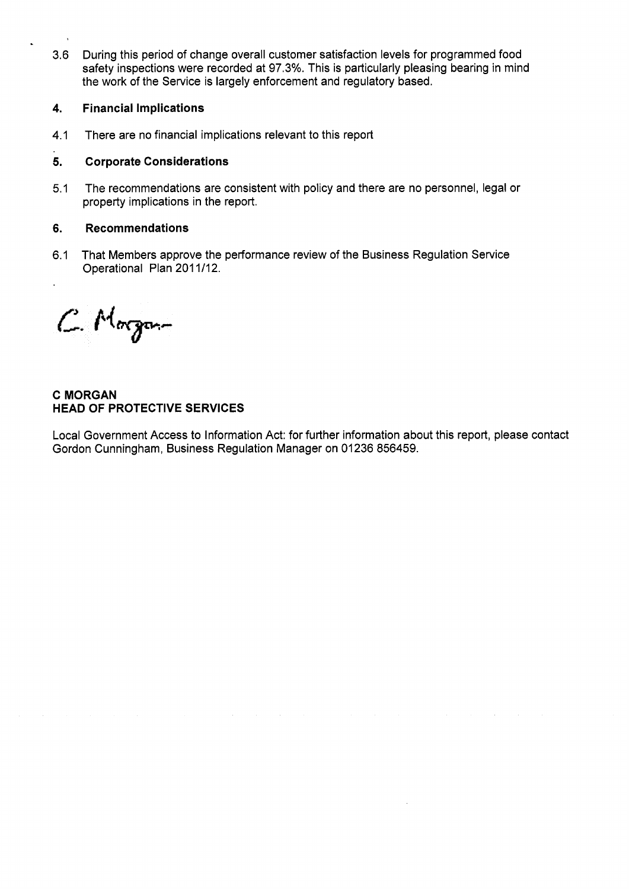3.6 During this period of change overall customer satisfaction levels for programmed food safety inspections were recorded at 97.3%. This is particularly pleasing bearing in mind the work of the Service is largely enforcement and regulatory based.

## 4. Financial Implications

4.1 There are no financial implications relevant to this report

## 5. Corporate Considerations

5.1 The recommendations are consistent with policy and there are no personnel, legal or property implications in the report.

## 6. Recommendations

6.1 That Members approve the performance review of the Business Regulation Service Operational Plan 2011/12.

C. Morgan

**C MORGAN**
**HEAD OF PROTECTIVE SERVICES**

Local Government Access to Information Act: for further information about this report, please contact Gordon Cunningham, Business Regulation Manager on 01236 856459.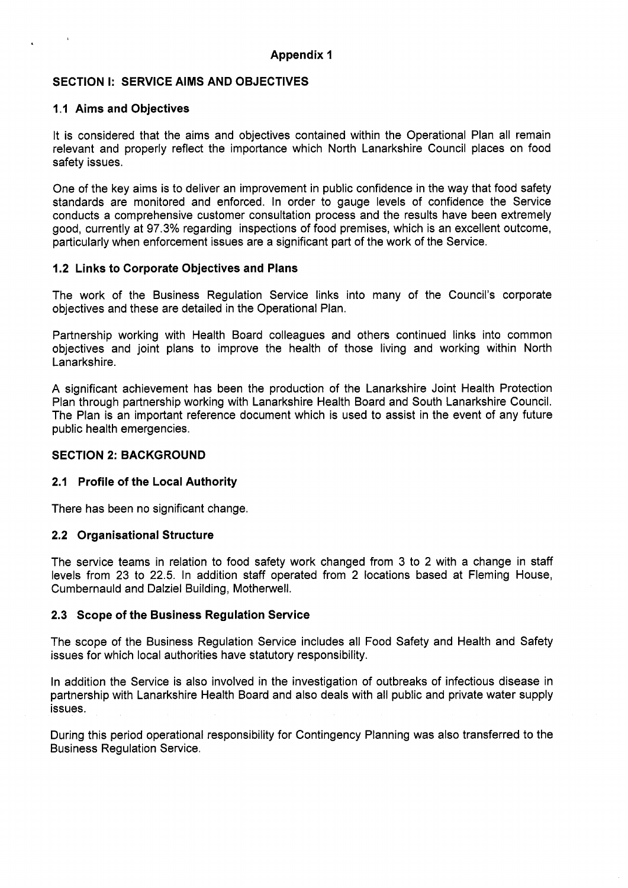**Appendix 1**

## SECTION I: SERVICE AIMS AND OBJECTIVES

### 1.1 Aims and Objectives

It is considered that the aims and objectives contained within the Operational Plan all remain relevant and properly reflect the importance which North Lanarkshire Council places on food safety issues.

One of the key aims is to deliver an improvement in public confidence in the way that food safety standards are monitored and enforced. In order to gauge levels of confidence the Service conducts a comprehensive customer consultation process and the results have been extremely good, currently at 97.3% regarding inspections of food premises, which is an excellent outcome, particularly when enforcement issues are a significant part of the work of the Service.

### 1.2 Links to Corporate Objectives and Plans

The work of the Business Regulation Service links into many of the Council's corporate objectives and these are detailed in the Operational Plan.

Partnership working with Health Board colleagues and others continued links into common objectives and joint plans to improve the health of those living and working within North Lanarkshire.

A significant achievement has been the production of the Lanarkshire Joint Health Protection Plan through partnership working with Lanarkshire Health Board and South Lanarkshire Council. The Plan is an important reference document which is used to assist in the event of any future public health emergencies.

## SECTION 2: BACKGROUND

### 2.1 Profile of the Local Authority

There has been no significant change.

### 2.2 Organisational Structure

The service teams in relation to food safety work changed from 3 to 2 with a change in staff levels from 23 to 22.5. In addition staff operated from 2 locations based at Fleming House, Cumbernauld and Dalziel Building, Motherwell.

### 2.3 Scope of the Business Regulation Service

The scope of the Business Regulation Service includes all Food Safety and Health and Safety issues for which local authorities have statutory responsibility.

In addition the Service is also involved in the investigation of outbreaks of infectious disease in partnership with Lanarkshire Health Board and also deals with all public and private water supply issues.

During this period operational responsibility for Contingency Planning was also transferred to the Business Regulation Service.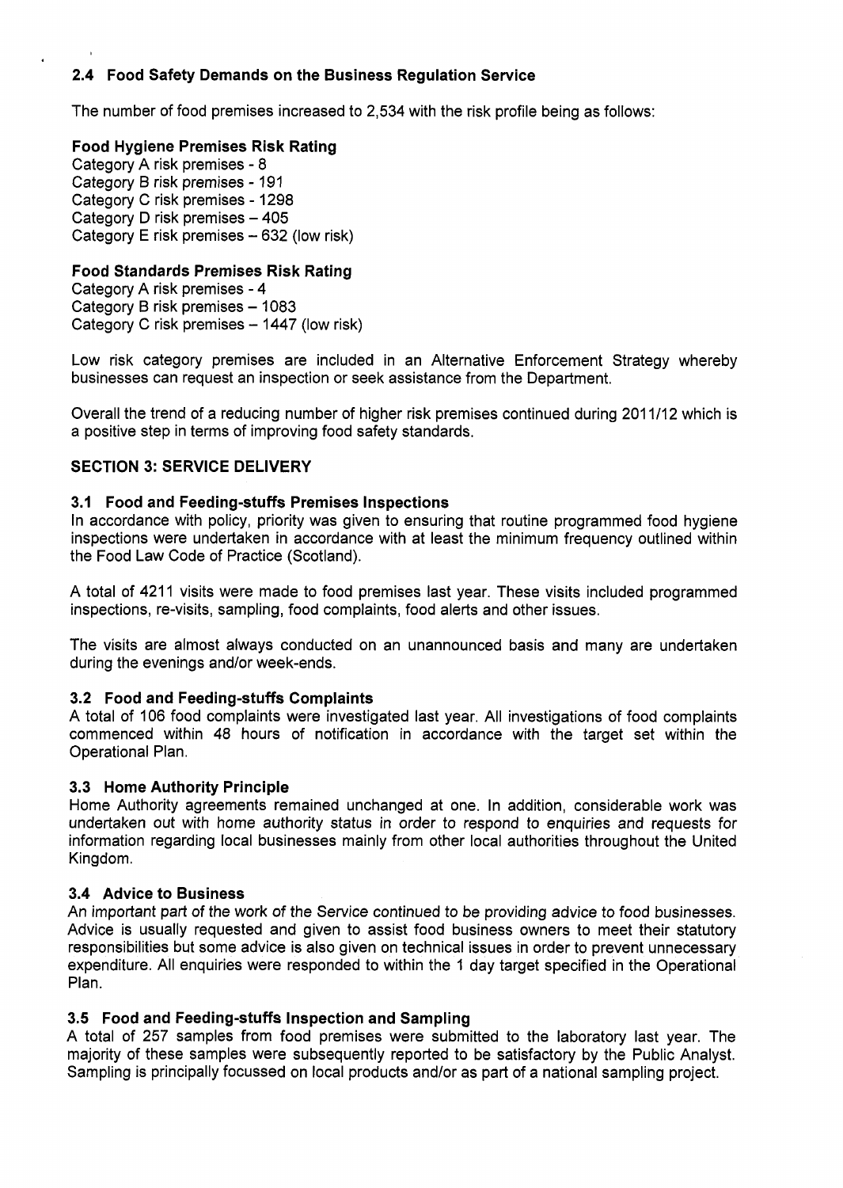### 2.4 Food Safety Demands on the Business Regulation Service

The number of food premises increased to 2,534 with the risk profile being as follows:

**Food Hygiene Premises Risk Rating**
Category A risk premises - 8
Category B risk premises - 191
Category C risk premises - 1298
Category D risk premises – 405
Category E risk premises – 632 (low risk)

**Food Standards Premises Risk Rating**
Category A risk premises - 4
Category B risk premises – 1083
Category C risk premises – 1447 (low risk)

Low risk category premises are included in an Alternative Enforcement Strategy whereby businesses can request an inspection or seek assistance from the Department.

Overall the trend of a reducing number of higher risk premises continued during 2011/12 which is a positive step in terms of improving food safety standards.

## SECTION 3: SERVICE DELIVERY

### 3.1 Food and Feeding-stuffs Premises Inspections

In accordance with policy, priority was given to ensuring that routine programmed food hygiene inspections were undertaken in accordance with at least the minimum frequency outlined within the Food Law Code of Practice (Scotland).

A total of 4211 visits were made to food premises last year. These visits included programmed inspections, re-visits, sampling, food complaints, food alerts and other issues.

The visits are almost always conducted on an unannounced basis and many are undertaken during the evenings and/or week-ends.

### 3.2 Food and Feeding-stuffs Complaints

A total of 106 food complaints were investigated last year. All investigations of food complaints commenced within 48 hours of notification in accordance with the target set within the Operational Plan.

### 3.3 Home Authority Principle

Home Authority agreements remained unchanged at one. In addition, considerable work was undertaken out with home authority status in order to respond to enquiries and requests for information regarding local businesses mainly from other local authorities throughout the United Kingdom.

### 3.4 Advice to Business

An important part of the work of the Service continued to be providing advice to food businesses. Advice is usually requested and given to assist food business owners to meet their statutory responsibilities but some advice is also given on technical issues in order to prevent unnecessary expenditure. All enquiries were responded to within the 1 day target specified in the Operational Plan.

### 3.5 Food and Feeding-stuffs Inspection and Sampling

A total of 257 samples from food premises were submitted to the laboratory last year. The majority of these samples were subsequently reported to be satisfactory by the Public Analyst. Sampling is principally focussed on local products and/or as part of a national sampling project.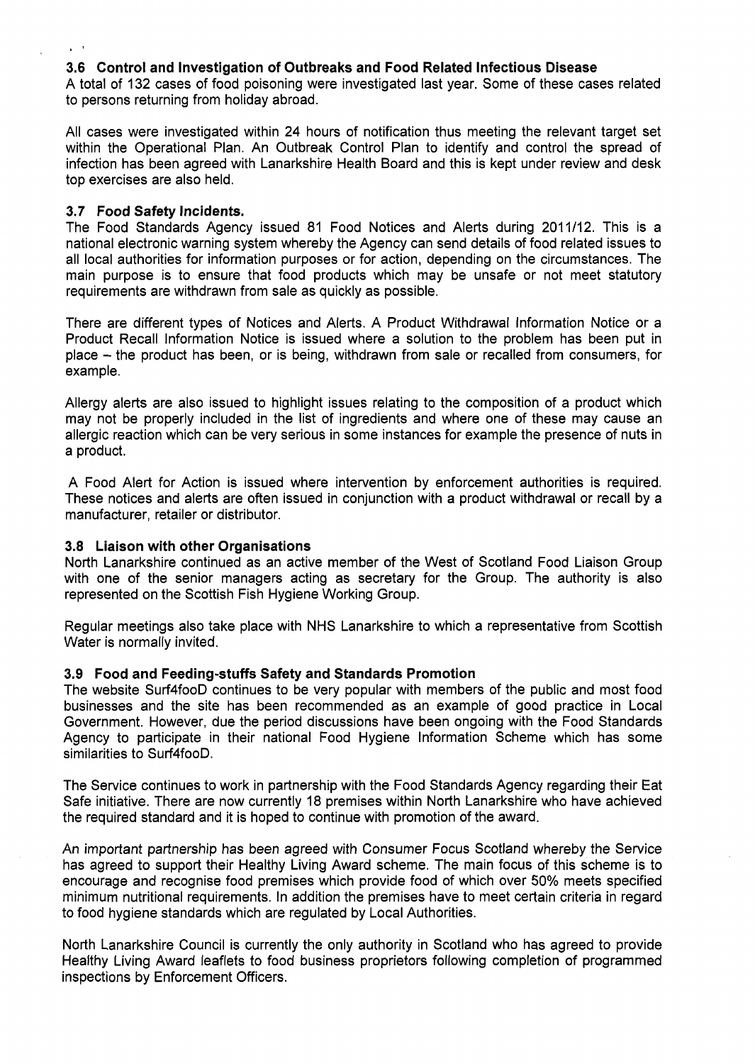### 3.6 Control and Investigation of Outbreaks and Food Related Infectious Disease

A total of 132 cases of food poisoning were investigated last year. Some of these cases related to persons returning from holiday abroad.

All cases were investigated within 24 hours of notification thus meeting the relevant target set within the Operational Plan. An Outbreak Control Plan to identify and control the spread of infection has been agreed with Lanarkshire Health Board and this is kept under review and desk top exercises are also held.

### 3.7 Food Safety Incidents.

The Food Standards Agency issued 81 Food Notices and Alerts during 2011/12. This is a national electronic warning system whereby the Agency can send details of food related issues to all local authorities for information purposes or for action, depending on the circumstances. The main purpose is to ensure that food products which may be unsafe or not meet statutory requirements are withdrawn from sale as quickly as possible.

There are different types of Notices and Alerts. A Product Withdrawal Information Notice or a Product Recall Information Notice is issued where a solution to the problem has been put in place – the product has been, or is being, withdrawn from sale or recalled from consumers, for example.

Allergy alerts are also issued to highlight issues relating to the composition of a product which may not be properly included in the list of ingredients and where one of these may cause an allergic reaction which can be very serious in some instances for example the presence of nuts in a product.

A Food Alert for Action is issued where intervention by enforcement authorities is required. These notices and alerts are often issued in conjunction with a product withdrawal or recall by a manufacturer, retailer or distributor.

### 3.8 Liaison with other Organisations

North Lanarkshire continued as an active member of the West of Scotland Food Liaison Group with one of the senior managers acting as secretary for the Group. The authority is also represented on the Scottish Fish Hygiene Working Group.

Regular meetings also take place with NHS Lanarkshire to which a representative from Scottish Water is normally invited.

### 3.9 Food and Feeding-stuffs Safety and Standards Promotion

The website Surf4fooD continues to be very popular with members of the public and most food businesses and the site has been recommended as an example of good practice in Local Government. However, due the period discussions have been ongoing with the Food Standards Agency to participate in their national Food Hygiene Information Scheme which has some similarities to Surf4fooD.

The Service continues to work in partnership with the Food Standards Agency regarding their Eat Safe initiative. There are now currently 18 premises within North Lanarkshire who have achieved the required standard and it is hoped to continue with promotion of the award.

An important partnership has been agreed with Consumer Focus Scotland whereby the Service has agreed to support their Healthy Living Award scheme. The main focus of this scheme is to encourage and recognise food premises which provide food of which over 50% meets specified minimum nutritional requirements. In addition the premises have to meet certain criteria in regard to food hygiene standards which are regulated by Local Authorities.

North Lanarkshire Council is currently the only authority in Scotland who has agreed to provide Healthy Living Award leaflets to food business proprietors following completion of programmed inspections by Enforcement Officers.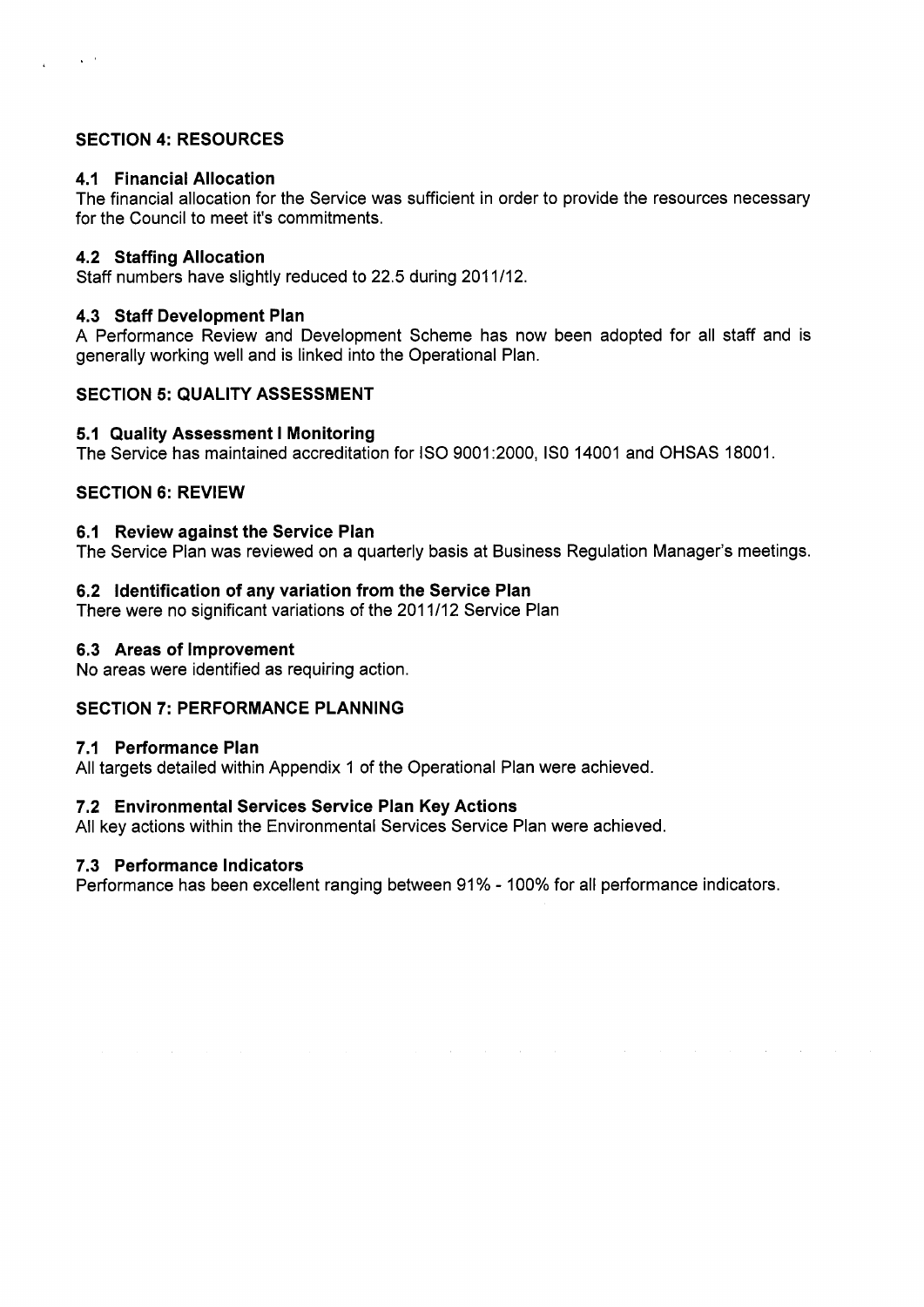## SECTION 4: RESOURCES

### 4.1 Financial Allocation

The financial allocation for the Service was sufficient in order to provide the resources necessary for the Council to meet it's commitments.

### 4.2 Staffing Allocation

Staff numbers have slightly reduced to 22.5 during 2011/12.

### 4.3 Staff Development Plan

A Performance Review and Development Scheme has now been adopted for all staff and is generally working well and is linked into the Operational Plan.

## SECTION 5: QUALITY ASSESSMENT

### 5.1 Quality Assessment I Monitoring

The Service has maintained accreditation for ISO 9001:2000, IS0 14001 and OHSAS 18001.

## SECTION 6: REVIEW

### 6.1 Review against the Service Plan

The Service Plan was reviewed on a quarterly basis at Business Regulation Manager's meetings.

### 6.2 Identification of any variation from the Service Plan

There were no significant variations of the 2011/12 Service Plan

### 6.3 Areas of Improvement

No areas were identified as requiring action.

## SECTION 7: PERFORMANCE PLANNING

### 7.1 Performance Plan

All targets detailed within Appendix 1 of the Operational Plan were achieved.

### 7.2 Environmental Services Service Plan Key Actions

All key actions within the Environmental Services Service Plan were achieved.

### 7.3 Performance Indicators

Performance has been excellent ranging between 91% - 100% for all performance indicators.